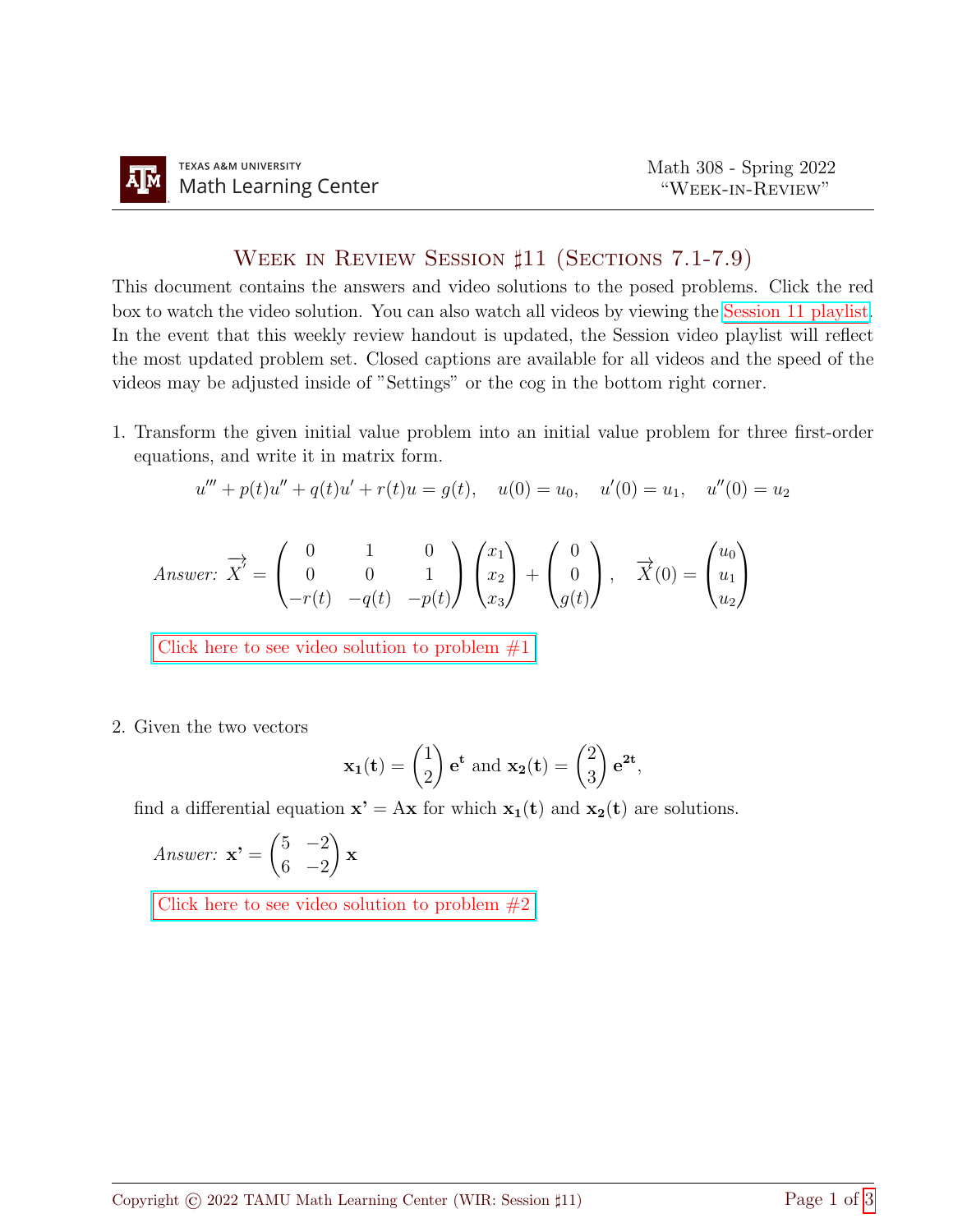# Week in Review Session ♯11 (Sections 7.1-7.9)

This document contains the answers and video solutions to the posed problems. Click the red box to watch the video solution. You can also watch all videos by viewing the Session 11 playlist. In the event that this weekly review handout is updated, the Session video playlist will reflect the most updated problem set. Closed captions are available for all videos and the speed of the videos may be adjusted inside of "Settings" or the cog in the bottom right corner.

1. Transform the given initial value problem into an initial value problem for three first-order equations, and write it in matrix form.

$$u''' + p(t)u'' + q(t)u' + r(t)u = g(t), \quad u(0) = u_0, \quad u'(0) = u_1, \quad u''(0) = u_2$$

*Answer:* $\overrightarrow{X}' = \begin{pmatrix} 0 & 1 & 0 \\ 0 & 0 & 1 \\ -r(t) & -q(t) & -p(t) \end{pmatrix} \begin{pmatrix} x_1 \\ x_2 \\ x_3 \end{pmatrix} + \begin{pmatrix} 0 \\ 0 \\ g(t) \end{pmatrix}, \quad \overrightarrow{X}(0) = \begin{pmatrix} u_0 \\ u_1 \\ u_2 \end{pmatrix}$

Click here to see video solution to problem #1

2. Given the two vectors

$$\mathbf{x_1(t)} = \begin{pmatrix} 1 \\ 2 \end{pmatrix} \mathbf{e^t} \text{ and } \mathbf{x_2(t)} = \begin{pmatrix} 2 \\ 3 \end{pmatrix} \mathbf{e^{2t}},$$

find a differential equation $\mathbf{x'} = A\mathbf{x}$ for which $\mathbf{x_1(t)}$ and $\mathbf{x_2(t)}$ are solutions.

*Answer:* $\mathbf{x'} = \begin{pmatrix} 5 & -2 \\ 6 & -2 \end{pmatrix} \mathbf{x}$

Click here to see video solution to problem #2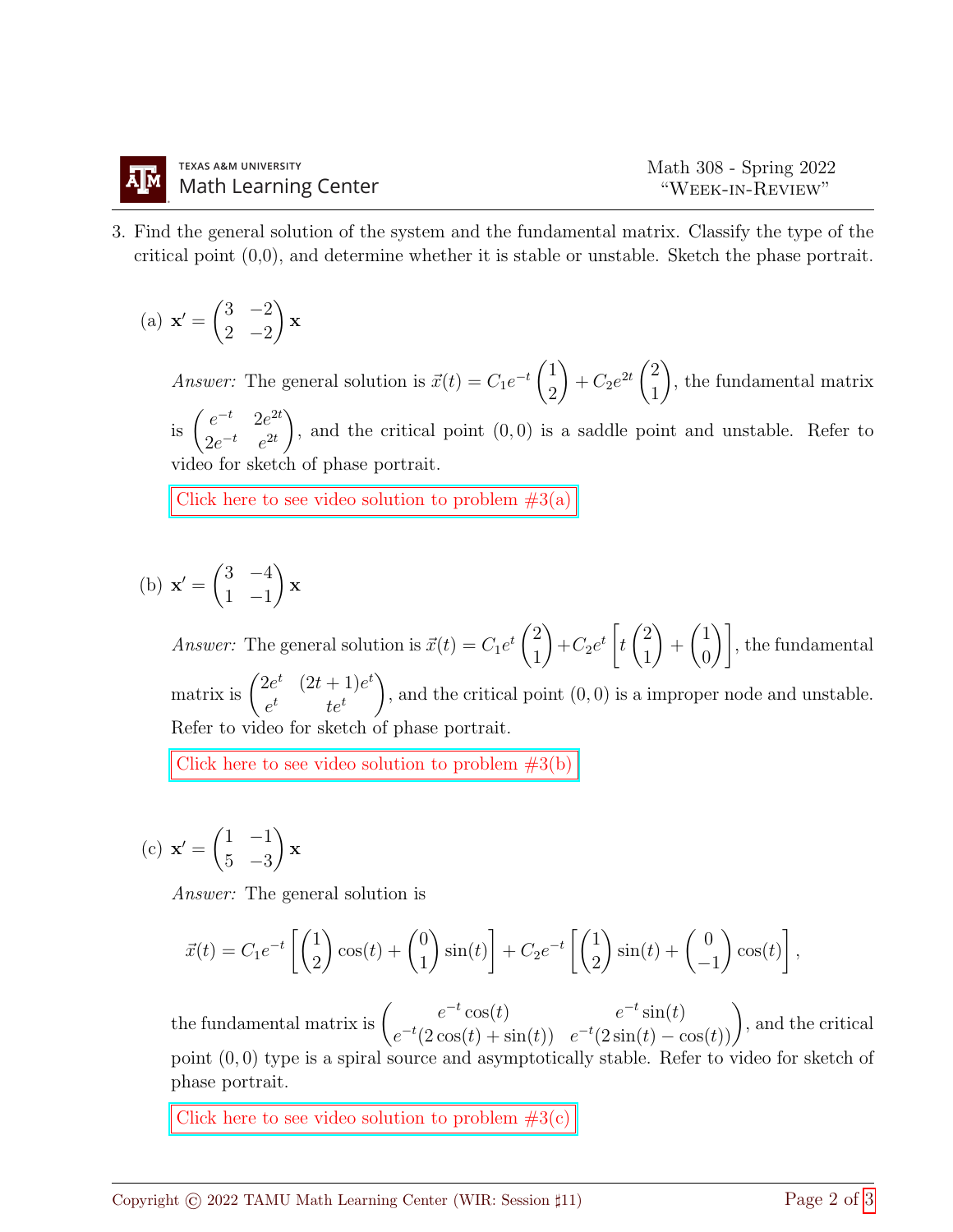3. Find the general solution of the system and the fundamental matrix. Classify the type of the critical point (0,0), and determine whether it is stable or unstable. Sketch the phase portrait.

   (a) $\mathbf{x}' = \begin{pmatrix} 3 & -2 \\ 2 & -2 \end{pmatrix} \mathbf{x}$

   *Answer:* The general solution is $\vec{x}(t) = C_1 e^{-t} \begin{pmatrix} 1 \\ 2 \end{pmatrix} + C_2 e^{2t} \begin{pmatrix} 2 \\ 1 \end{pmatrix}$, the fundamental matrix is $\begin{pmatrix} e^{-t} & 2e^{2t} \\ 2e^{-t} & e^{2t} \end{pmatrix}$, and the critical point $(0,0)$ is a saddle point and unstable. Refer to video for sketch of phase portrait.

   Click here to see video solution to problem #3(a)

   (b) $\mathbf{x}' = \begin{pmatrix} 3 & -4 \\ 1 & -1 \end{pmatrix} \mathbf{x}$

   *Answer:* The general solution is $\vec{x}(t) = C_1 e^{t} \begin{pmatrix} 2 \\ 1 \end{pmatrix} + C_2 e^{t} \left[ t \begin{pmatrix} 2 \\ 1 \end{pmatrix} + \begin{pmatrix} 1 \\ 0 \end{pmatrix} \right]$, the fundamental matrix is $\begin{pmatrix} 2e^{t} & (2t+1)e^{t} \\ e^{t} & te^{t} \end{pmatrix}$, and the critical point $(0,0)$ is a improper node and unstable. Refer to video for sketch of phase portrait.

   Click here to see video solution to problem #3(b)

   (c) $\mathbf{x}' = \begin{pmatrix} 1 & -1 \\ 5 & -3 \end{pmatrix} \mathbf{x}$

   *Answer:* The general solution is

   $$\vec{x}(t) = C_1 e^{-t} \left[ \begin{pmatrix} 1 \\ 2 \end{pmatrix} \cos(t) + \begin{pmatrix} 0 \\ 1 \end{pmatrix} \sin(t) \right] + C_2 e^{-t} \left[ \begin{pmatrix} 1 \\ 2 \end{pmatrix} \sin(t) + \begin{pmatrix} 0 \\ -1 \end{pmatrix} \cos(t) \right],$$

   the fundamental matrix is $\begin{pmatrix} e^{-t}\cos(t) & e^{-t}\sin(t) \\ e^{-t}(2\cos(t) + \sin(t)) & e^{-t}(2\sin(t) - \cos(t)) \end{pmatrix}$, and the critical point $(0,0)$ type is a spiral source and asymptotically stable. Refer to video for sketch of phase portrait.

   Click here to see video solution to problem #3(c)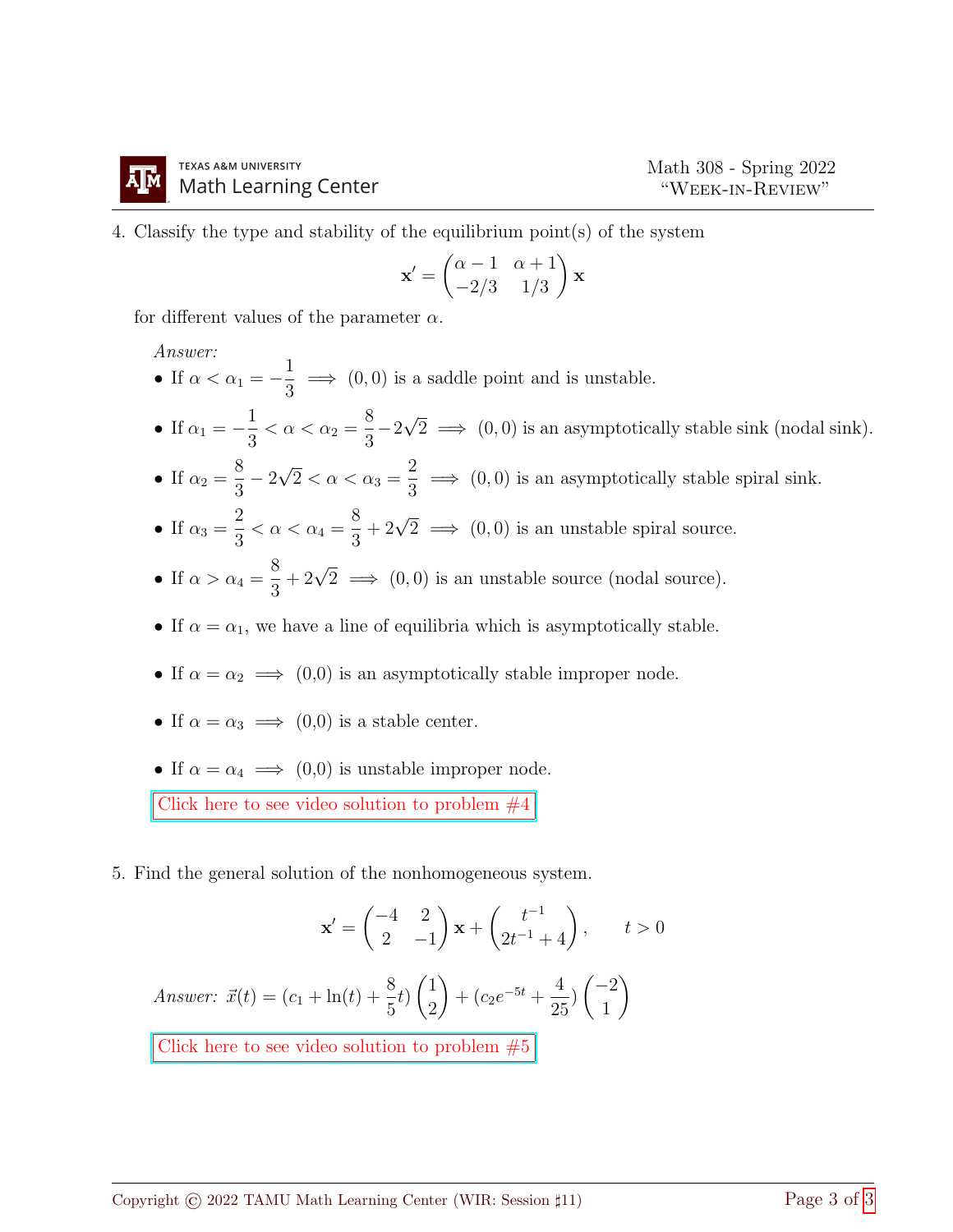4. Classify the type and stability of the equilibrium point(s) of the system

$$\mathbf{x}' = \begin{pmatrix} \alpha - 1 & \alpha + 1 \\ -2/3 & 1/3 \end{pmatrix} \mathbf{x}$$

for different values of the parameter $\alpha$.

*Answer:*

- If $\alpha < \alpha_1 = -\dfrac{1}{3} \implies (0,0)$ is a saddle point and is unstable.
- If $\alpha_1 = -\dfrac{1}{3} < \alpha < \alpha_2 = \dfrac{8}{3} - 2\sqrt{2} \implies (0,0)$ is an asymptotically stable sink (nodal sink).
- If $\alpha_2 = \dfrac{8}{3} - 2\sqrt{2} < \alpha < \alpha_3 = \dfrac{2}{3} \implies (0,0)$ is an asymptotically stable spiral sink.
- If $\alpha_3 = \dfrac{2}{3} < \alpha < \alpha_4 = \dfrac{8}{3} + 2\sqrt{2} \implies (0,0)$ is an unstable spiral source.
- If $\alpha > \alpha_4 = \dfrac{8}{3} + 2\sqrt{2} \implies (0,0)$ is an unstable source (nodal source).
- If $\alpha = \alpha_1$, we have a line of equilibria which is asymptotically stable.
- If $\alpha = \alpha_2 \implies$ (0,0) is an asymptotically stable improper node.
- If $\alpha = \alpha_3 \implies$ (0,0) is a stable center.
- If $\alpha = \alpha_4 \implies$ (0,0) is unstable improper node.

Click here to see video solution to problem #4

5. Find the general solution of the nonhomogeneous system.

$$\mathbf{x}' = \begin{pmatrix} -4 & 2 \\ 2 & -1 \end{pmatrix} \mathbf{x} + \begin{pmatrix} t^{-1} \\ 2t^{-1} + 4 \end{pmatrix}, \qquad t > 0$$

*Answer:* $\vec{x}(t) = (c_1 + \ln(t) + \frac{8}{5}t)\begin{pmatrix} 1 \\ 2 \end{pmatrix} + (c_2 e^{-5t} + \frac{4}{25})\begin{pmatrix} -2 \\ 1 \end{pmatrix}$

Click here to see video solution to problem #5